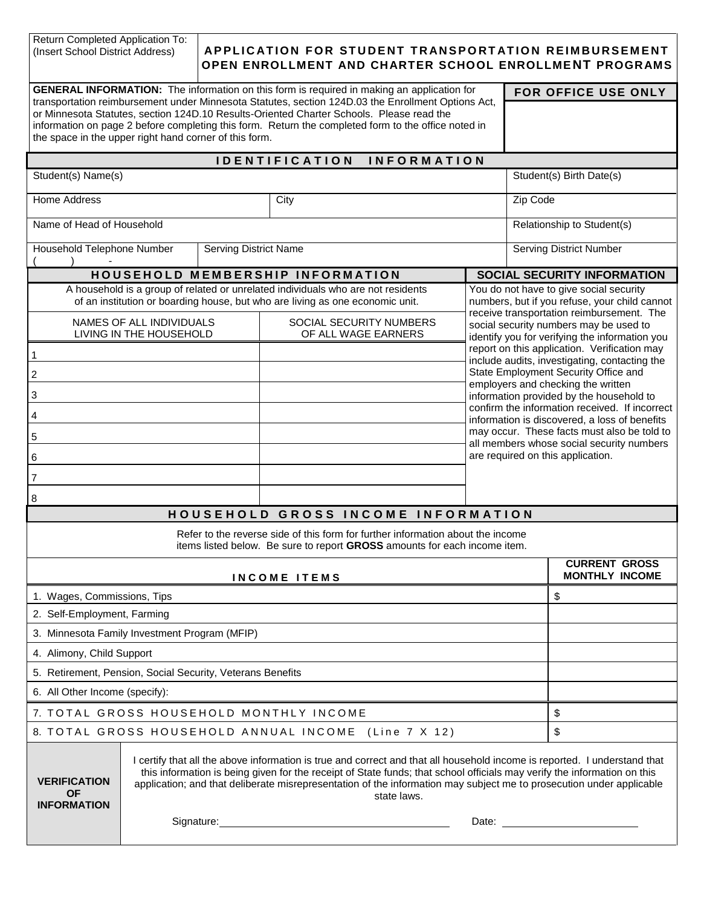Return Completed Application To:
(Insert School District Address)

# APPLICATION FOR STUDENT TRANSPORTATION REIMBURSEMENT OPEN ENROLLMENT AND CHARTER SCHOOL ENROLLMENT PROGRAMS

**GENERAL INFORMATION:** The information on this form is required in making an application for transportation reimbursement under Minnesota Statutes, section 124D.03 the Enrollment Options Act, or Minnesota Statutes, section 124D.10 Results-Oriented Charter Schools. Please read the information on page 2 before completing this form. Return the completed form to the office noted in the space in the upper right hand corner of this form.

**FOR OFFICE USE ONLY**

## IDENTIFICATION INFORMATION

| Student(s) Name(s) | | | Student(s) Birth Date(s) |
|---|---|---|---|
| Home Address | | City | Zip Code |
| Name of Head of Household | | | Relationship to Student(s) |
| Household Telephone Number ( ) - | Serving District Name | | Serving District Number |

## HOUSEHOLD MEMBERSHIP INFORMATION

A household is a group of related or unrelated individuals who are not residents of an institution or boarding house, but who are living as one economic unit.

| | NAMES OF ALL INDIVIDUALS LIVING IN THE HOUSEHOLD | SOCIAL SECURITY NUMBERS OF ALL WAGE EARNERS |
|---|---|---|
| 1 | | |
| 2 | | |
| 3 | | |
| 4 | | |
| 5 | | |
| 6 | | |
| 7 | | |
| 8 | | |

## SOCIAL SECURITY INFORMATION

You do not have to give social security numbers, but if you refuse, your child cannot receive transportation reimbursement. The social security numbers may be used to identify you for verifying the information you report on this application. Verification may include audits, investigating, contacting the State Employment Security Office and employers and checking the written information provided by the household to confirm the information received. If incorrect information is discovered, a loss of benefits may occur. These facts must also be told to all members whose social security numbers are required on this application.

## HOUSEHOLD GROSS INCOME INFORMATION

Refer to the reverse side of this form for further information about the income items listed below. Be sure to report **GROSS** amounts for each income item.

| INCOME ITEMS | CURRENT GROSS MONTHLY INCOME |
|---|---|
| 1. Wages, Commissions, Tips | $ |
| 2. Self-Employment, Farming | |
| 3. Minnesota Family Investment Program (MFIP) | |
| 4. Alimony, Child Support | |
| 5. Retirement, Pension, Social Security, Veterans Benefits | |
| 6. All Other Income (specify): | |
| 7. TOTAL GROSS HOUSEHOLD MONTHLY INCOME | $ |
| 8. TOTAL GROSS HOUSEHOLD ANNUAL INCOME (Line 7 X 12) | $ |

**VERIFICATION OF INFORMATION**

I certify that all the above information is true and correct and that all household income is reported. I understand that this information is being given for the receipt of State funds; that school officials may verify the information on this application; and that deliberate misrepresentation of the information may subject me to prosecution under applicable state laws.

Signature: ______________________ Date: ______________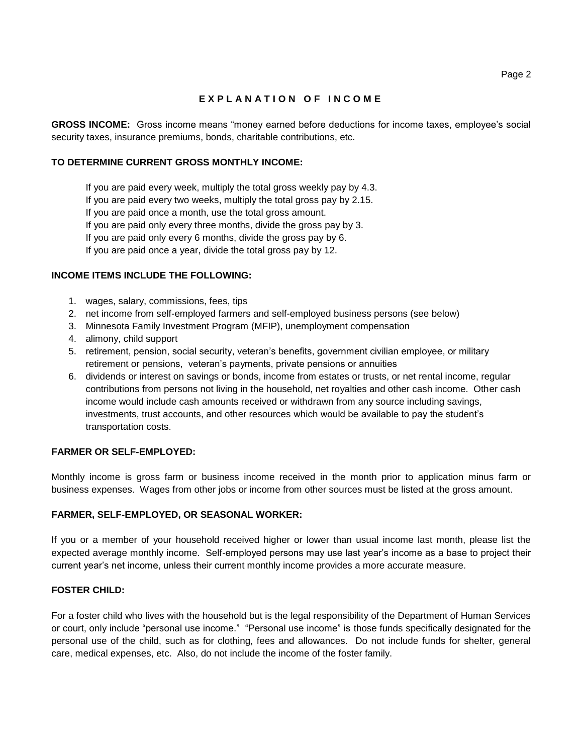## E X P L A N A T I O N   O F   I N C O M E

**GROSS INCOME:** Gross income means "money earned before deductions for income taxes, employee's social security taxes, insurance premiums, bonds, charitable contributions, etc.

**TO DETERMINE CURRENT GROSS MONTHLY INCOME:**

If you are paid every week, multiply the total gross weekly pay by 4.3.
If you are paid every two weeks, multiply the total gross pay by 2.15.
If you are paid once a month, use the total gross amount.
If you are paid only every three months, divide the gross pay by 3.
If you are paid only every 6 months, divide the gross pay by 6.
If you are paid once a year, divide the total gross pay by 12.

**INCOME ITEMS INCLUDE THE FOLLOWING:**

1. wages, salary, commissions, fees, tips
2. net income from self-employed farmers and self-employed business persons (see below)
3. Minnesota Family Investment Program (MFIP), unemployment compensation
4. alimony, child support
5. retirement, pension, social security, veteran's benefits, government civilian employee, or military retirement or pensions, veteran's payments, private pensions or annuities
6. dividends or interest on savings or bonds, income from estates or trusts, or net rental income, regular contributions from persons not living in the household, net royalties and other cash income. Other cash income would include cash amounts received or withdrawn from any source including savings, investments, trust accounts, and other resources which would be available to pay the student's transportation costs.

**FARMER OR SELF-EMPLOYED:**

Monthly income is gross farm or business income received in the month prior to application minus farm or business expenses. Wages from other jobs or income from other sources must be listed at the gross amount.

**FARMER, SELF-EMPLOYED, OR SEASONAL WORKER:**

If you or a member of your household received higher or lower than usual income last month, please list the expected average monthly income. Self-employed persons may use last year's income as a base to project their current year's net income, unless their current monthly income provides a more accurate measure.

**FOSTER CHILD:**

For a foster child who lives with the household but is the legal responsibility of the Department of Human Services or court, only include "personal use income." "Personal use income" is those funds specifically designated for the personal use of the child, such as for clothing, fees and allowances. Do not include funds for shelter, general care, medical expenses, etc. Also, do not include the income of the foster family.